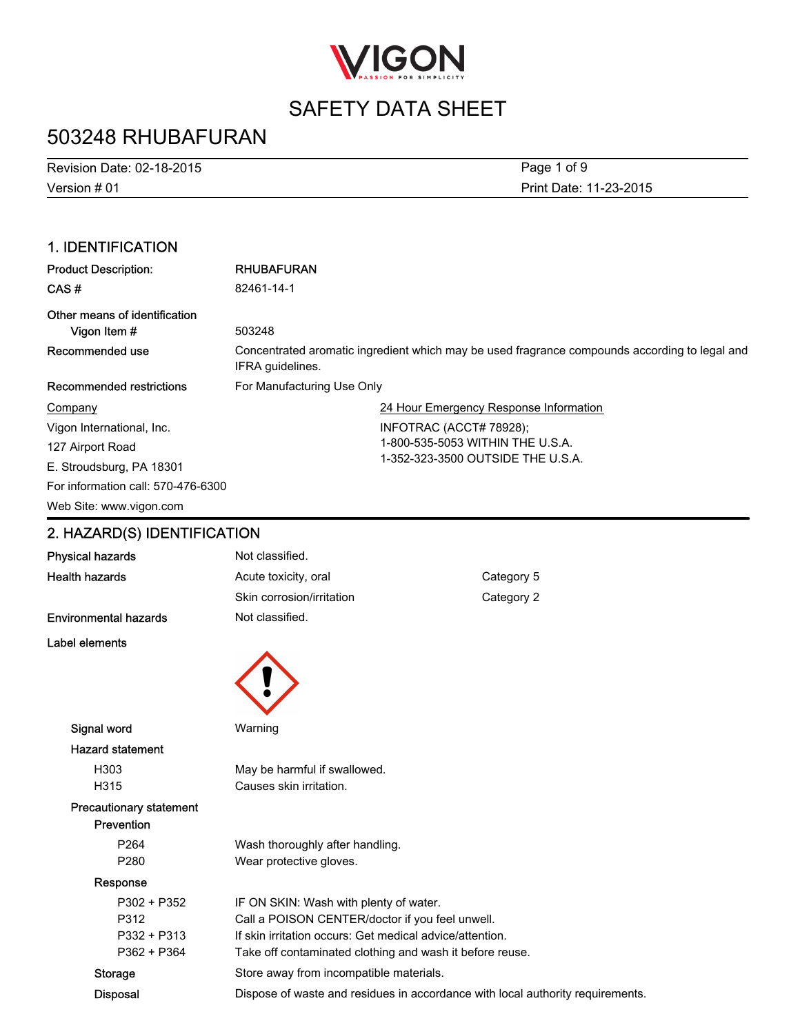# SAFETY DATA SHEET

# 503248 RHUBAFURAN

Revision Date: 02-18-2015
Version # 01
Print Date: 11-23-2015

## 1. IDENTIFICATION

**Product Description:** RHUBAFURAN

**CAS #** 82461-14-1

**Other means of identification**

**Vigon Item #** 503248

**Recommended use** Concentrated aromatic ingredient which may be used fragrance compounds according to legal and IFRA guidelines.

**Recommended restrictions** For Manufacturing Use Only

Company
Vigon International, Inc.
127 Airport Road
E. Stroudsburg, PA 18301
For information call: 570-476-6300
Web Site: www.vigon.com

24 Hour Emergency Response Information
INFOTRAC (ACCT# 78928);
1-800-535-5053 WITHIN THE U.S.A.
1-352-323-3500 OUTSIDE THE U.S.A.

## 2. HAZARD(S) IDENTIFICATION

| | | |
|---|---|---|
| **Physical hazards** | Not classified. | |
| **Health hazards** | Acute toxicity, oral | Category 5 |
| | Skin corrosion/irritation | Category 2 |
| **Environmental hazards** | Not classified. | |

**Label elements**

**Signal word** Warning

**Hazard statement**

| | |
|---|---|
| H303 | May be harmful if swallowed. |
| H315 | Causes skin irritation. |

**Precautionary statement**

**Prevention**

| | |
|---|---|
| P264 | Wash thoroughly after handling. |
| P280 | Wear protective gloves. |

**Response**

| | |
|---|---|
| P302 + P352 | IF ON SKIN: Wash with plenty of water. |
| P312 | Call a POISON CENTER/doctor if you feel unwell. |
| P332 + P313 | If skin irritation occurs: Get medical advice/attention. |
| P362 + P364 | Take off contaminated clothing and wash it before reuse. |

**Storage** Store away from incompatible materials.

**Disposal** Dispose of waste and residues in accordance with local authority requirements.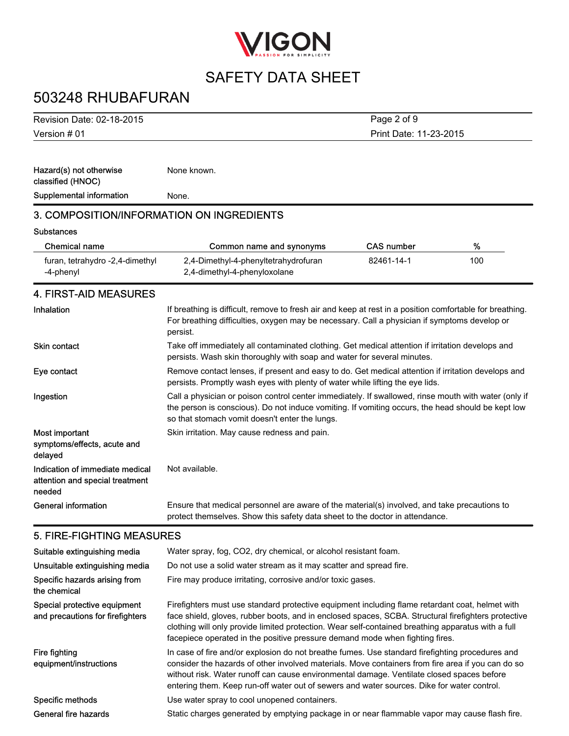| | |
|---|---|
| **Hazard(s) not otherwise classified (HNOC)** | None known. |
| **Supplemental information** | None. |

## 3. COMPOSITION/INFORMATION ON INGREDIENTS

**Substances**

| Chemical name | Common name and synonyms | CAS number | % |
|---|---|---|---|
| furan, tetrahydro -2,4-dimethyl -4-phenyl | 2,4-Dimethyl-4-phenyltetrahydrofuran<br>2,4-dimethyl-4-phenyloxolane | 82461-14-1 | 100 |

## 4. FIRST-AID MEASURES

| | |
|---|---|
| **Inhalation** | If breathing is difficult, remove to fresh air and keep at rest in a position comfortable for breathing. For breathing difficulties, oxygen may be necessary. Call a physician if symptoms develop or persist. |
| **Skin contact** | Take off immediately all contaminated clothing. Get medical attention if irritation develops and persists. Wash skin thoroughly with soap and water for several minutes. |
| **Eye contact** | Remove contact lenses, if present and easy to do. Get medical attention if irritation develops and persists. Promptly wash eyes with plenty of water while lifting the eye lids. |
| **Ingestion** | Call a physician or poison control center immediately. If swallowed, rinse mouth with water (only if the person is conscious). Do not induce vomiting. If vomiting occurs, the head should be kept low so that stomach vomit doesn't enter the lungs. |
| **Most important symptoms/effects, acute and delayed** | Skin irritation. May cause redness and pain. |
| **Indication of immediate medical attention and special treatment needed** | Not available. |
| **General information** | Ensure that medical personnel are aware of the material(s) involved, and take precautions to protect themselves. Show this safety data sheet to the doctor in attendance. |

## 5. FIRE-FIGHTING MEASURES

| | |
|---|---|
| **Suitable extinguishing media** | Water spray, fog, $CO_2$, dry chemical, or alcohol resistant foam. |
| **Unsuitable extinguishing media** | Do not use a solid water stream as it may scatter and spread fire. |
| **Specific hazards arising from the chemical** | Fire may produce irritating, corrosive and/or toxic gases. |
| **Special protective equipment and precautions for firefighters** | Firefighters must use standard protective equipment including flame retardant coat, helmet with face shield, gloves, rubber boots, and in enclosed spaces, SCBA. Structural firefighters protective clothing will only provide limited protection. Wear self-contained breathing apparatus with a full facepiece operated in the positive pressure demand mode when fighting fires. |
| **Fire fighting equipment/instructions** | In case of fire and/or explosion do not breathe fumes. Use standard firefighting procedures and consider the hazards of other involved materials. Move containers from fire area if you can do so without risk. Water runoff can cause environmental damage. Ventilate closed spaces before entering them. Keep run-off water out of sewers and water sources. Dike for water control. |
| **Specific methods** | Use water spray to cool unopened containers. |
| **General fire hazards** | Static charges generated by emptying package in or near flammable vapor may cause flash fire. |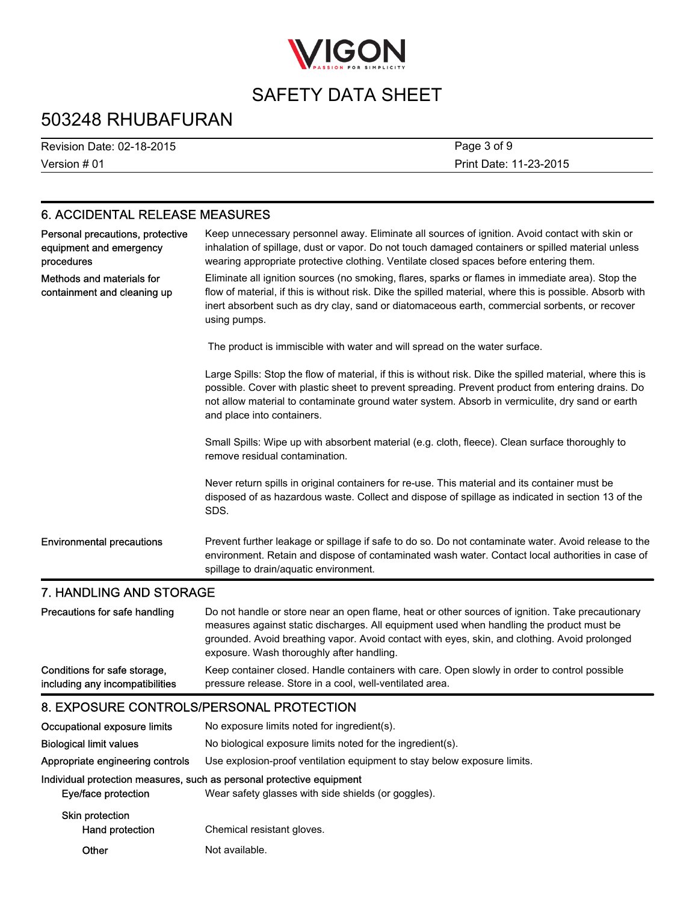## 6. ACCIDENTAL RELEASE MEASURES

**Personal precautions, protective equipment and emergency procedures**

Keep unnecessary personnel away. Eliminate all sources of ignition. Avoid contact with skin or inhalation of spillage, dust or vapor. Do not touch damaged containers or spilled material unless wearing appropriate protective clothing. Ventilate closed spaces before entering them.

**Methods and materials for containment and cleaning up**

Eliminate all ignition sources (no smoking, flares, sparks or flames in immediate area). Stop the flow of material, if this is without risk. Dike the spilled material, where this is possible. Absorb with inert absorbent such as dry clay, sand or diatomaceous earth, commercial sorbents, or recover using pumps.

The product is immiscible with water and will spread on the water surface.

Large Spills: Stop the flow of material, if this is without risk. Dike the spilled material, where this is possible. Cover with plastic sheet to prevent spreading. Prevent product from entering drains. Do not allow material to contaminate ground water system. Absorb in vermiculite, dry sand or earth and place into containers.

Small Spills: Wipe up with absorbent material (e.g. cloth, fleece). Clean surface thoroughly to remove residual contamination.

Never return spills in original containers for re-use. This material and its container must be disposed of as hazardous waste. Collect and dispose of spillage as indicated in section 13 of the SDS.

**Environmental precautions**

Prevent further leakage or spillage if safe to do so. Do not contaminate water. Avoid release to the environment. Retain and dispose of contaminated wash water. Contact local authorities in case of spillage to drain/aquatic environment.

## 7. HANDLING AND STORAGE

**Precautions for safe handling**

Do not handle or store near an open flame, heat or other sources of ignition. Take precautionary measures against static discharges. All equipment used when handling the product must be grounded. Avoid breathing vapor. Avoid contact with eyes, skin, and clothing. Avoid prolonged exposure. Wash thoroughly after handling.

**Conditions for safe storage, including any incompatibilities**

Keep container closed. Handle containers with care. Open slowly in order to control possible pressure release. Store in a cool, well-ventilated area.

## 8. EXPOSURE CONTROLS/PERSONAL PROTECTION

**Occupational exposure limits**

No exposure limits noted for ingredient(s).

**Biological limit values**

No biological exposure limits noted for the ingredient(s).

**Appropriate engineering controls**

Use explosion-proof ventilation equipment to stay below exposure limits.

**Individual protection measures, such as personal protective equipment**

**Eye/face protection**

Wear safety glasses with side shields (or goggles).

**Skin protection**

**Hand protection**

Chemical resistant gloves.

**Other**

Not available.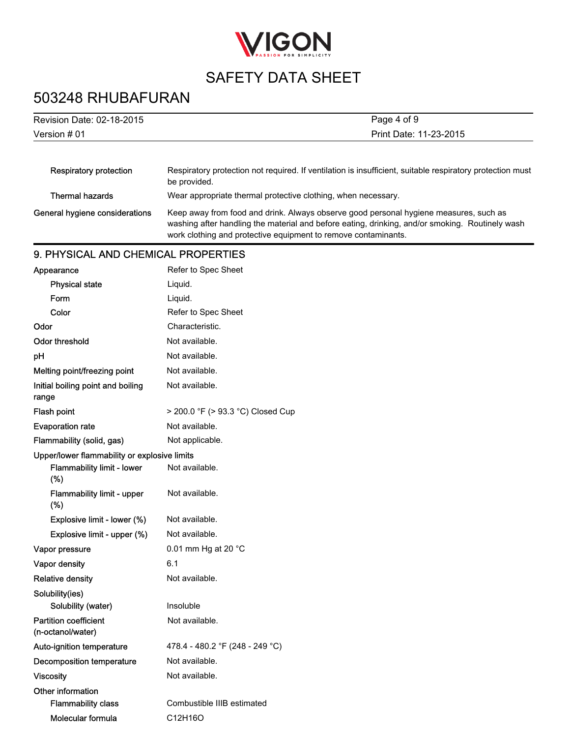| | |
|---|---|
| Respiratory protection | Respiratory protection not required. If ventilation is insufficient, suitable respiratory protection must be provided. |
| Thermal hazards | Wear appropriate thermal protective clothing, when necessary. |
| General hygiene considerations | Keep away from food and drink. Always observe good personal hygiene measures, such as washing after handling the material and before eating, drinking, and/or smoking. Routinely wash work clothing and protective equipment to remove contaminants. |

## 9. PHYSICAL AND CHEMICAL PROPERTIES

| | |
|---|---|
| Appearance | Refer to Spec Sheet |
| Physical state | Liquid. |
| Form | Liquid. |
| Color | Refer to Spec Sheet |
| Odor | Characteristic. |
| Odor threshold | Not available. |
| pH | Not available. |
| Melting point/freezing point | Not available. |
| Initial boiling point and boiling range | Not available. |
| Flash point | > 200.0 °F (> 93.3 °C) Closed Cup |
| Evaporation rate | Not available. |
| Flammability (solid, gas) | Not applicable. |
| Upper/lower flammability or explosive limits | |
| Flammability limit - lower (%) | Not available. |
| Flammability limit - upper (%) | Not available. |
| Explosive limit - lower (%) | Not available. |
| Explosive limit - upper (%) | Not available. |
| Vapor pressure | 0.01 mm Hg at 20 °C |
| Vapor density | 6.1 |
| Relative density | Not available. |
| Solubility(ies) | |
| Solubility (water) | Insoluble |
| Partition coefficient (n-octanol/water) | Not available. |
| Auto-ignition temperature | 478.4 - 480.2 °F (248 - 249 °C) |
| Decomposition temperature | Not available. |
| Viscosity | Not available. |
| Other information | |
| Flammability class | Combustible IIIB estimated |
| Molecular formula | $C_{12}H_{16}O$ |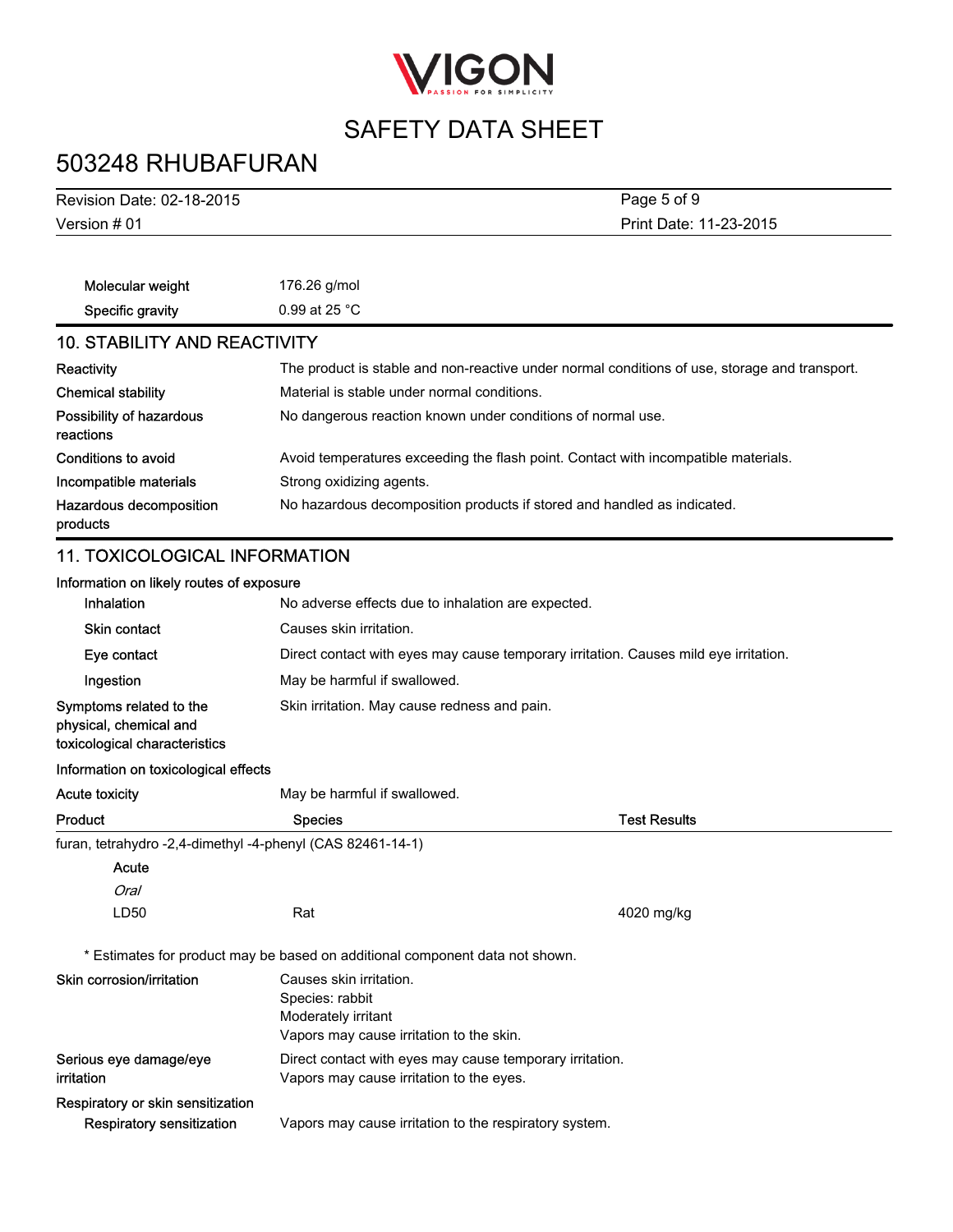| | |
|---|---|
| Molecular weight | 176.26 g/mol |
| Specific gravity | 0.99 at 25 °C |

## 10. STABILITY AND REACTIVITY

| | |
|---|---|
| Reactivity | The product is stable and non-reactive under normal conditions of use, storage and transport. |
| Chemical stability | Material is stable under normal conditions. |
| Possibility of hazardous reactions | No dangerous reaction known under conditions of normal use. |
| Conditions to avoid | Avoid temperatures exceeding the flash point. Contact with incompatible materials. |
| Incompatible materials | Strong oxidizing agents. |
| Hazardous decomposition products | No hazardous decomposition products if stored and handled as indicated. |

## 11. TOXICOLOGICAL INFORMATION

**Information on likely routes of exposure**

| | |
|---|---|
| Inhalation | No adverse effects due to inhalation are expected. |
| Skin contact | Causes skin irritation. |
| Eye contact | Direct contact with eyes may cause temporary irritation. Causes mild eye irritation. |
| Ingestion | May be harmful if swallowed. |
| Symptoms related to the physical, chemical and toxicological characteristics | Skin irritation. May cause redness and pain. |

**Information on toxicological effects**

Acute toxicity: May be harmful if swallowed.

| Product | Species | Test Results |
|---|---|---|
| furan, tetrahydro -2,4-dimethyl -4-phenyl (CAS 82461-14-1) | | |
| Acute | | |
| *Oral* | | |
| LD50 | Rat | 4020 mg/kg |

* Estimates for product may be based on additional component data not shown.

| | |
|---|---|
| Skin corrosion/irritation | Causes skin irritation.<br>Species: rabbit<br>Moderately irritant<br>Vapors may cause irritation to the skin. |
| Serious eye damage/eye irritation | Direct contact with eyes may cause temporary irritation.<br>Vapors may cause irritation to the eyes. |

**Respiratory or skin sensitization**

| | |
|---|---|
| Respiratory sensitization | Vapors may cause irritation to the respiratory system. |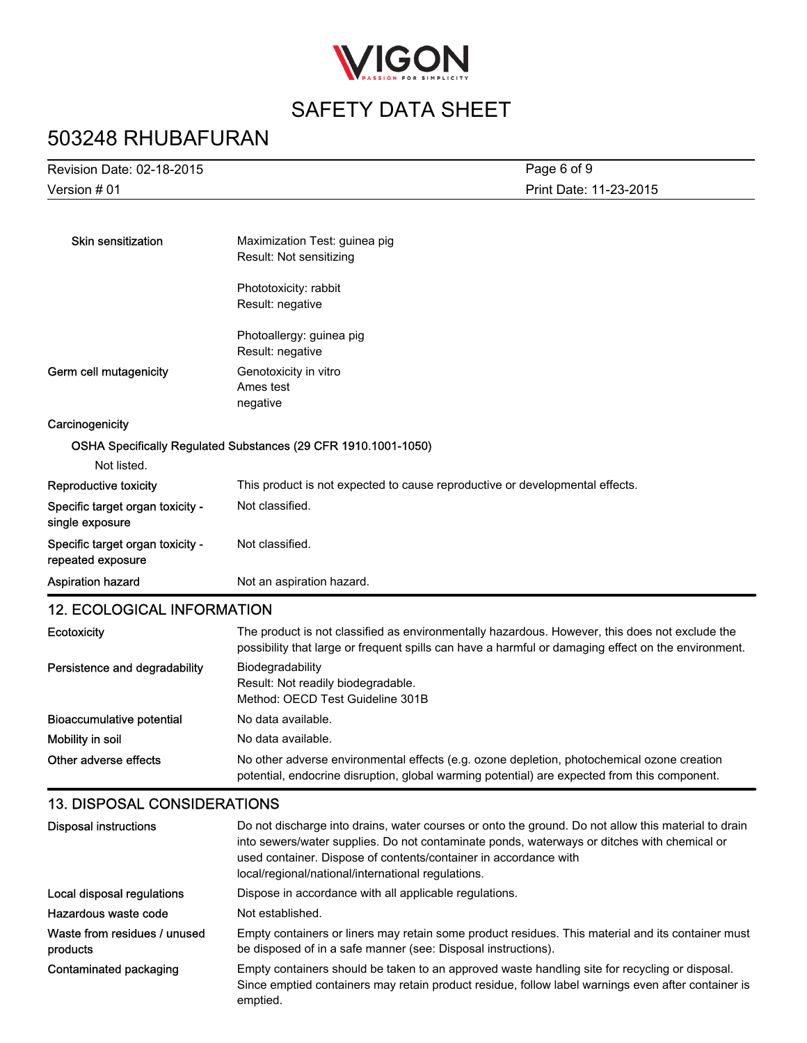| | |
|---|---|
| Skin sensitization | Maximization Test: guinea pig<br>Result: Not sensitizing<br><br>Phototoxicity: rabbit<br>Result: negative<br><br>Photoallergy: guinea pig<br>Result: negative |
| Germ cell mutagenicity | Genotoxicity in vitro<br>Ames test<br>negative |

**Carcinogenicity**

**OSHA Specifically Regulated Substances (29 CFR 1910.1001-1050)**

Not listed.

| | |
|---|---|
| Reproductive toxicity | This product is not expected to cause reproductive or developmental effects. |
| Specific target organ toxicity - single exposure | Not classified. |
| Specific target organ toxicity - repeated exposure | Not classified. |
| Aspiration hazard | Not an aspiration hazard. |

## 12. ECOLOGICAL INFORMATION

| | |
|---|---|
| Ecotoxicity | The product is not classified as environmentally hazardous. However, this does not exclude the possibility that large or frequent spills can have a harmful or damaging effect on the environment. |
| Persistence and degradability | Biodegradability<br>Result: Not readily biodegradable.<br>Method: OECD Test Guideline 301B |
| Bioaccumulative potential | No data available. |
| Mobility in soil | No data available. |
| Other adverse effects | No other adverse environmental effects (e.g. ozone depletion, photochemical ozone creation potential, endocrine disruption, global warming potential) are expected from this component. |

## 13. DISPOSAL CONSIDERATIONS

| | |
|---|---|
| Disposal instructions | Do not discharge into drains, water courses or onto the ground. Do not allow this material to drain into sewers/water supplies. Do not contaminate ponds, waterways or ditches with chemical or used container. Dispose of contents/container in accordance with local/regional/national/international regulations. |
| Local disposal regulations | Dispose in accordance with all applicable regulations. |
| Hazardous waste code | Not established. |
| Waste from residues / unused products | Empty containers or liners may retain some product residues. This material and its container must be disposed of in a safe manner (see: Disposal instructions). |
| Contaminated packaging | Empty containers should be taken to an approved waste handling site for recycling or disposal. Since emptied containers may retain product residue, follow label warnings even after container is emptied. |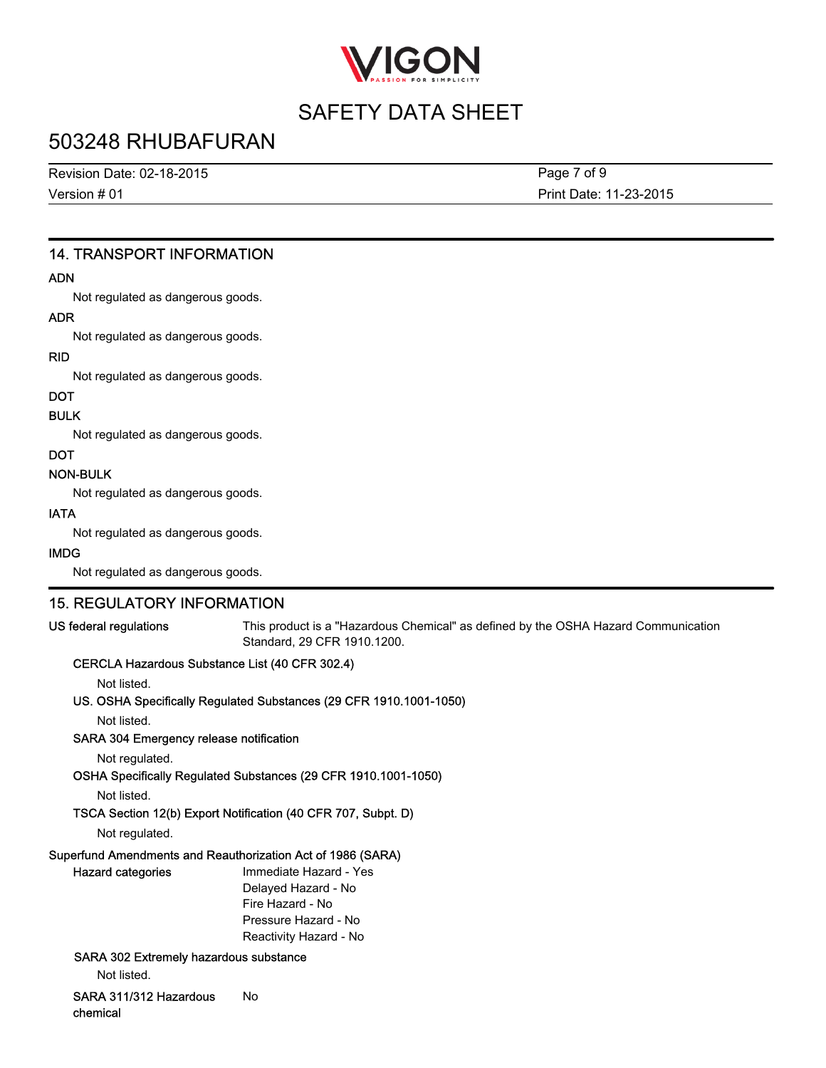## 14. TRANSPORT INFORMATION

**ADN**

Not regulated as dangerous goods.

**ADR**

Not regulated as dangerous goods.

**RID**

Not regulated as dangerous goods.

**DOT**

**BULK**

Not regulated as dangerous goods.

**DOT**

**NON-BULK**

Not regulated as dangerous goods.

**IATA**

Not regulated as dangerous goods.

**IMDG**

Not regulated as dangerous goods.

## 15. REGULATORY INFORMATION

**US federal regulations** This product is a "Hazardous Chemical" as defined by the OSHA Hazard Communication Standard, 29 CFR 1910.1200.

**CERCLA Hazardous Substance List (40 CFR 302.4)**

Not listed.

**US. OSHA Specifically Regulated Substances (29 CFR 1910.1001-1050)**

Not listed.

**SARA 304 Emergency release notification**

Not regulated.

**OSHA Specifically Regulated Substances (29 CFR 1910.1001-1050)**

Not listed.

**TSCA Section 12(b) Export Notification (40 CFR 707, Subpt. D)**

Not regulated.

**Superfund Amendments and Reauthorization Act of 1986 (SARA)**

**Hazard categories**

Immediate Hazard - Yes
Delayed Hazard - No
Fire Hazard - No
Pressure Hazard - No
Reactivity Hazard - No

**SARA 302 Extremely hazardous substance**

Not listed.

**SARA 311/312 Hazardous chemical** No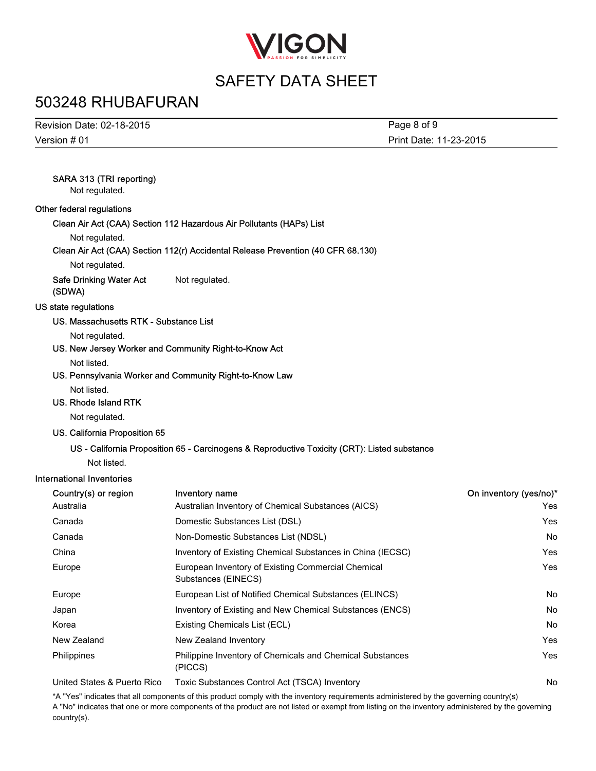### SARA 313 (TRI reporting)

Not regulated.

## Other federal regulations

### Clean Air Act (CAA) Section 112 Hazardous Air Pollutants (HAPs) List

Not regulated.

### Clean Air Act (CAA) Section 112(r) Accidental Release Prevention (40 CFR 68.130)

Not regulated.

**Safe Drinking Water Act (SDWA)** Not regulated.

## US state regulations

### US. Massachusetts RTK - Substance List

Not regulated.

### US. New Jersey Worker and Community Right-to-Know Act

Not listed.

### US. Pennsylvania Worker and Community Right-to-Know Law

Not listed.

### US. Rhode Island RTK

Not regulated.

### US. California Proposition 65

#### US - California Proposition 65 - Carcinogens & Reproductive Toxicity (CRT): Listed substance

Not listed.

## International Inventories

| Country(s) or region | Inventory name | On inventory (yes/no)* |
|---|---|---|
| Australia | Australian Inventory of Chemical Substances (AICS) | Yes |
| Canada | Domestic Substances List (DSL) | Yes |
| Canada | Non-Domestic Substances List (NDSL) | No |
| China | Inventory of Existing Chemical Substances in China (IECSC) | Yes |
| Europe | European Inventory of Existing Commercial Chemical Substances (EINECS) | Yes |
| Europe | European List of Notified Chemical Substances (ELINCS) | No |
| Japan | Inventory of Existing and New Chemical Substances (ENCS) | No |
| Korea | Existing Chemicals List (ECL) | No |
| New Zealand | New Zealand Inventory | Yes |
| Philippines | Philippine Inventory of Chemicals and Chemical Substances (PICCS) | Yes |
| United States & Puerto Rico | Toxic Substances Control Act (TSCA) Inventory | No |

*A "Yes" indicates that all components of this product comply with the inventory requirements administered by the governing country(s)
A "No" indicates that one or more components of the product are not listed or exempt from listing on the inventory administered by the governing country(s).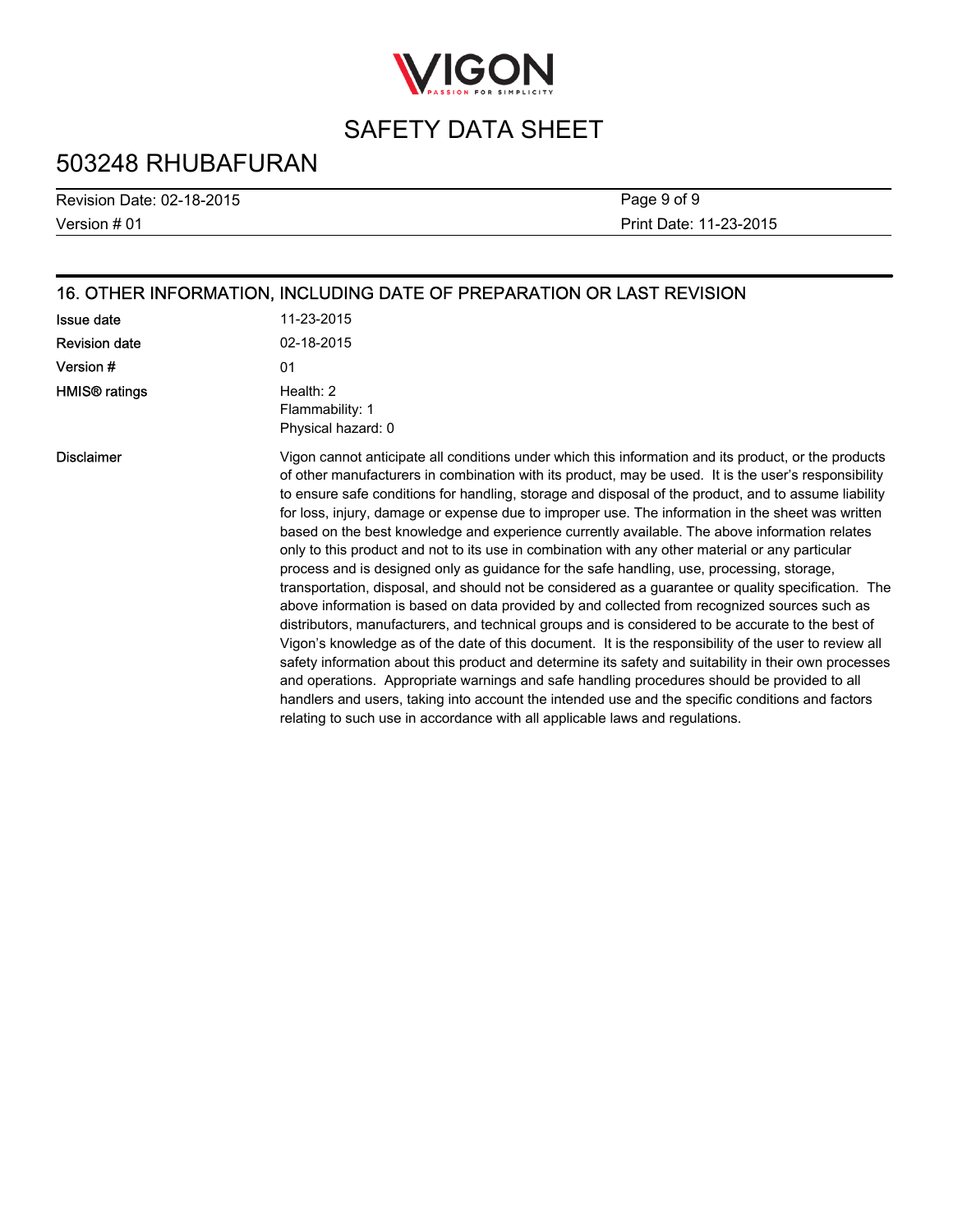## 16. OTHER INFORMATION, INCLUDING DATE OF PREPARATION OR LAST REVISION

| | |
|---|---|
| **Issue date** | 11-23-2015 |
| **Revision date** | 02-18-2015 |
| **Version #** | 01 |
| **HMIS® ratings** | Health: 2<br>Flammability: 1<br>Physical hazard: 0 |
| **Disclaimer** | Vigon cannot anticipate all conditions under which this information and its product, or the products of other manufacturers in combination with its product, may be used. It is the user's responsibility to ensure safe conditions for handling, storage and disposal of the product, and to assume liability for loss, injury, damage or expense due to improper use. The information in the sheet was written based on the best knowledge and experience currently available. The above information relates only to this product and not to its use in combination with any other material or any particular process and is designed only as guidance for the safe handling, use, processing, storage, transportation, disposal, and should not be considered as a guarantee or quality specification. The above information is based on data provided by and collected from recognized sources such as distributors, manufacturers, and technical groups and is considered to be accurate to the best of Vigon's knowledge as of the date of this document. It is the responsibility of the user to review all safety information about this product and determine its safety and suitability in their own processes and operations. Appropriate warnings and safe handling procedures should be provided to all handlers and users, taking into account the intended use and the specific conditions and factors relating to such use in accordance with all applicable laws and regulations. |